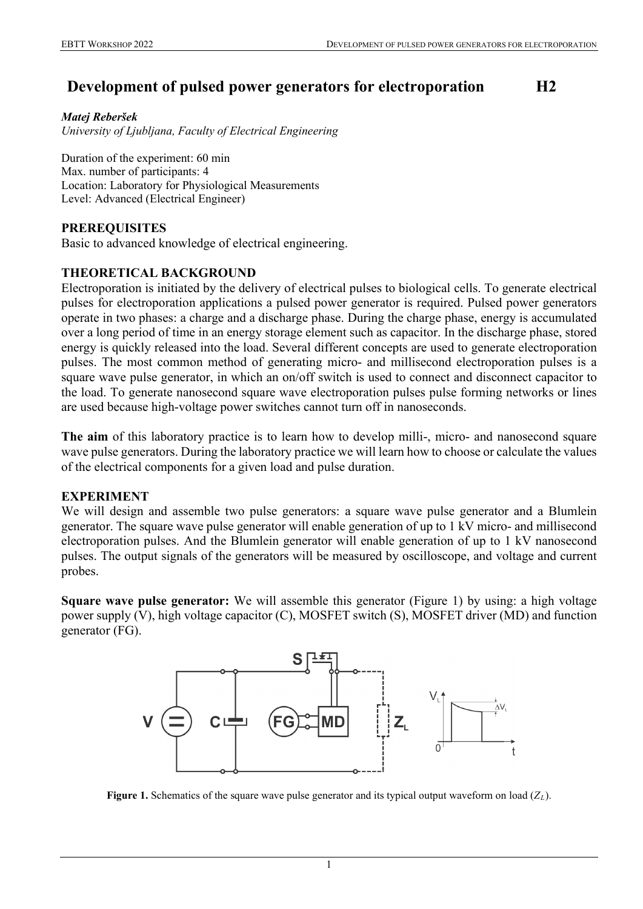# Development of pulsed power generators for electroporation H2

***Matej Reberšek***
*University of Ljubljana, Faculty of Electrical Engineering*

Duration of the experiment: 60 min
Max. number of participants: 4
Location: Laboratory for Physiological Measurements
Level: Advanced (Electrical Engineer)

## PREREQUISITES

Basic to advanced knowledge of electrical engineering.

## THEORETICAL BACKGROUND

Electroporation is initiated by the delivery of electrical pulses to biological cells. To generate electrical pulses for electroporation applications a pulsed power generator is required. Pulsed power generators operate in two phases: a charge and a discharge phase. During the charge phase, energy is accumulated over a long period of time in an energy storage element such as capacitor. In the discharge phase, stored energy is quickly released into the load. Several different concepts are used to generate electroporation pulses. The most common method of generating micro- and millisecond electroporation pulses is a square wave pulse generator, in which an on/off switch is used to connect and disconnect capacitor to the load. To generate nanosecond square wave electroporation pulses pulse forming networks or lines are used because high-voltage power switches cannot turn off in nanoseconds.

**The aim** of this laboratory practice is to learn how to develop milli-, micro- and nanosecond square wave pulse generators. During the laboratory practice we will learn how to choose or calculate the values of the electrical components for a given load and pulse duration.

## EXPERIMENT

We will design and assemble two pulse generators: a square wave pulse generator and a Blumlein generator. The square wave pulse generator will enable generation of up to 1 kV micro- and millisecond electroporation pulses. And the Blumlein generator will enable generation of up to 1 kV nanosecond pulses. The output signals of the generators will be measured by oscilloscope, and voltage and current probes.

**Square wave pulse generator:** We will assemble this generator (Figure 1) by using: a high voltage power supply (V), high voltage capacitor (C), MOSFET switch (S), MOSFET driver (MD) and function generator (FG).

**Figure 1.** Schematics of the square wave pulse generator and its typical output waveform on load ($Z_L$).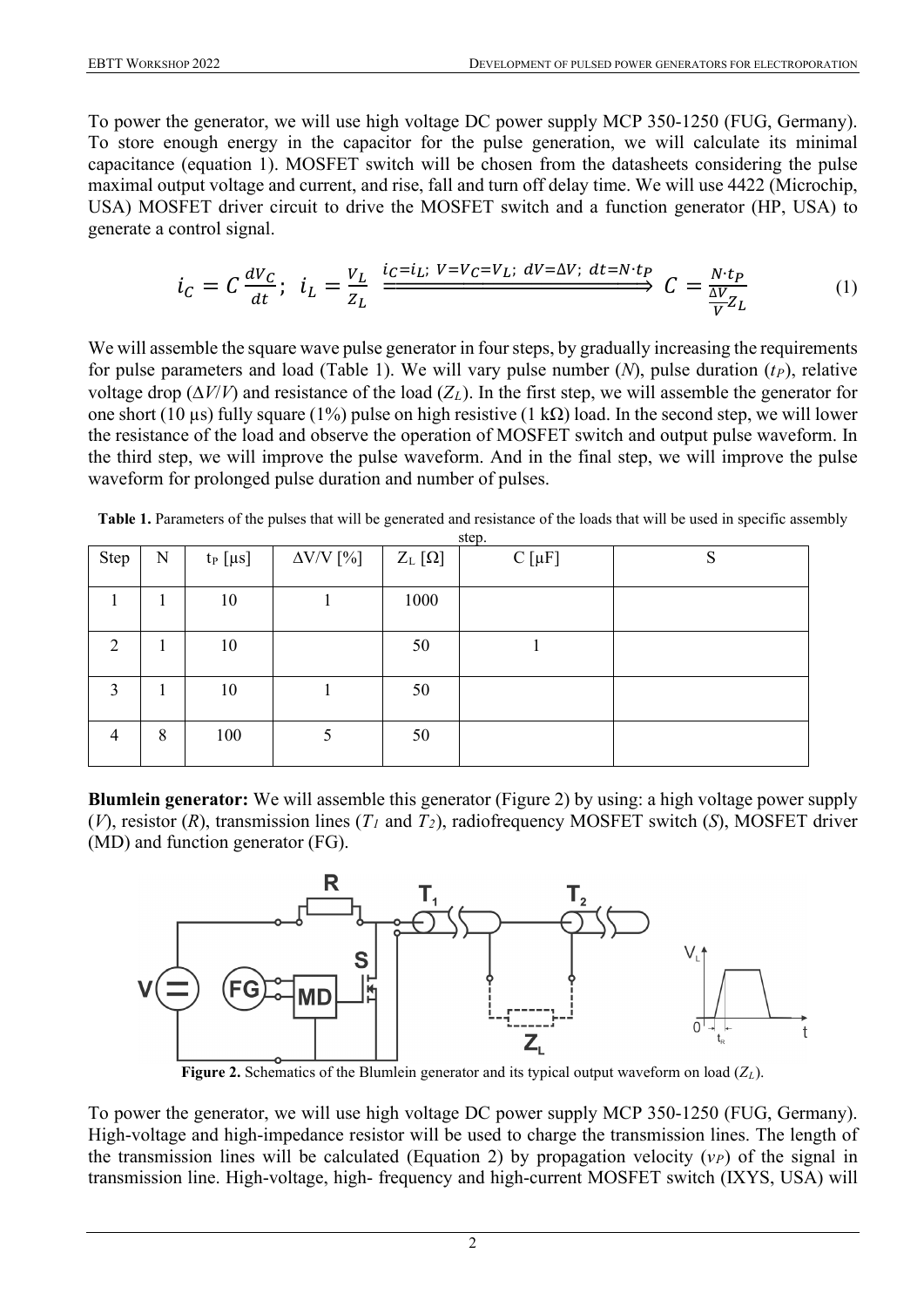To power the generator, we will use high voltage DC power supply MCP 350-1250 (FUG, Germany). To store enough energy in the capacitor for the pulse generation, we will calculate its minimal capacitance (equation 1). MOSFET switch will be chosen from the datasheets considering the pulse maximal output voltage and current, and rise, fall and turn off delay time. We will use 4422 (Microchip, USA) MOSFET driver circuit to drive the MOSFET switch and a function generator (HP, USA) to generate a control signal.

$$i_C = C\frac{dV_C}{dt};\ i_L = \frac{V_L}{Z_L} \xRightarrow{i_C=i_L;\ V=V_C=V_L;\ dV=\Delta V;\ dt=N\cdot t_P} C = \frac{N\cdot t_P}{\frac{\Delta V}{V}Z_L} \tag{1}$$

We will assemble the square wave pulse generator in four steps, by gradually increasing the requirements for pulse parameters and load (Table 1). We will vary pulse number ($N$), pulse duration ($t_P$), relative voltage drop ($\Delta V/V$) and resistance of the load ($Z_L$). In the first step, we will assemble the generator for one short (10 μs) fully square (1%) pulse on high resistive (1 kΩ) load. In the second step, we will lower the resistance of the load and observe the operation of MOSFET switch and output pulse waveform. In the third step, we will improve the pulse waveform. And in the final step, we will improve the pulse waveform for prolonged pulse duration and number of pulses.

**Table 1.** Parameters of the pulses that will be generated and resistance of the loads that will be used in specific assembly step.

| Step | N | $t_P$ [μs] | $\Delta V/V$ [%] | $Z_L$ [Ω] | C [μF] | S |
|---|---|---|---|---|---|---|
| 1 | 1 | 10 | 1 | 1000 | | |
| 2 | 1 | 10 | | 50 | 1 | |
| 3 | 1 | 10 | 1 | 50 | | |
| 4 | 8 | 100 | 5 | 50 | | |

**Blumlein generator:** We will assemble this generator (Figure 2) by using: a high voltage power supply ($V$), resistor ($R$), transmission lines ($T_1$ and $T_2$), radiofrequency MOSFET switch ($S$), MOSFET driver (MD) and function generator (FG).

**Figure 2.** Schematics of the Blumlein generator and its typical output waveform on load ($Z_L$).

To power the generator, we will use high voltage DC power supply MCP 350-1250 (FUG, Germany). High-voltage and high-impedance resistor will be used to charge the transmission lines. The length of the transmission lines will be calculated (Equation 2) by propagation velocity ($v_P$) of the signal in transmission line. High-voltage, high- frequency and high-current MOSFET switch (IXYS, USA) will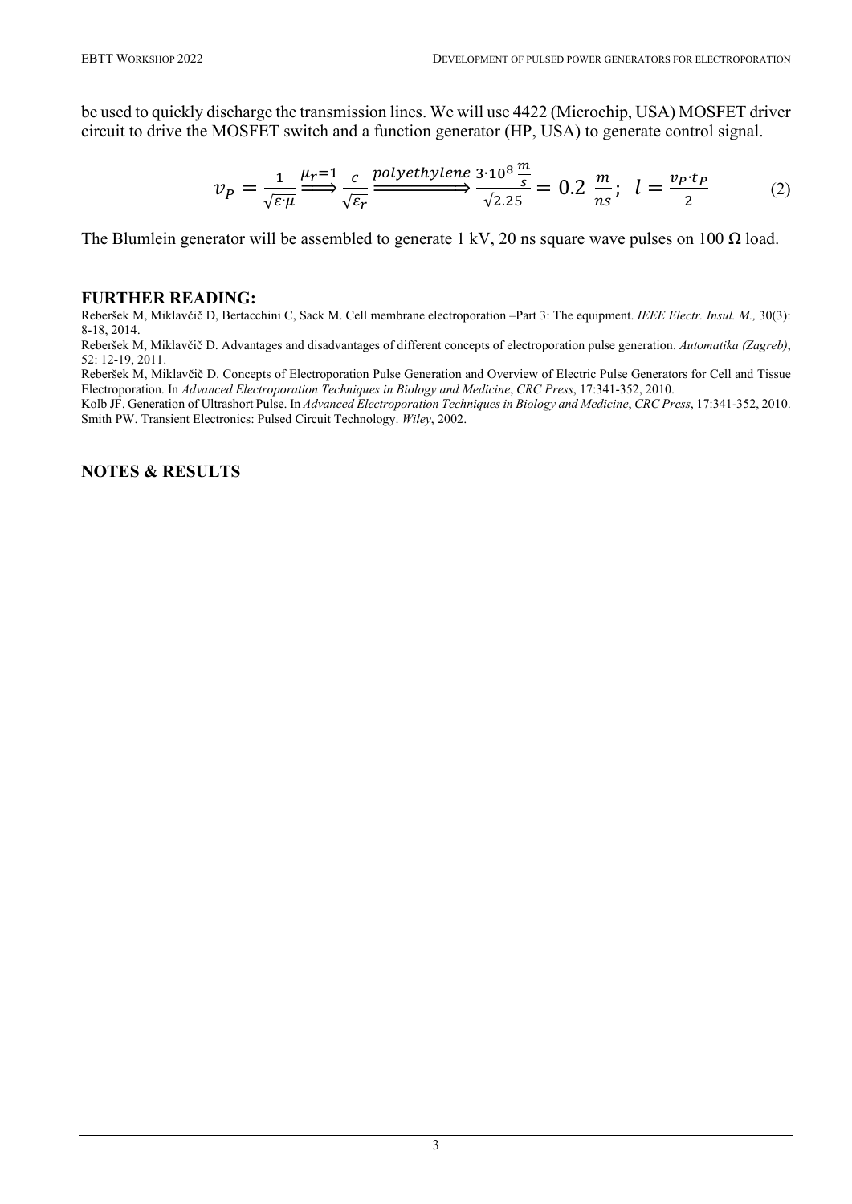be used to quickly discharge the transmission lines. We will use 4422 (Microchip, USA) MOSFET driver circuit to drive the MOSFET switch and a function generator (HP, USA) to generate control signal.

$$v_P = \frac{1}{\sqrt{\varepsilon \cdot \mu}} \xrightarrow{\mu_r = 1} \frac{c}{\sqrt{\varepsilon_r}} \xrightarrow{polyethylene} \frac{3 \cdot 10^8 \, \frac{m}{s}}{\sqrt{2.25}} = 0.2 \, \frac{m}{ns}; \;\; l = \frac{v_P \cdot t_P}{2} \tag{2}$$

The Blumlein generator will be assembled to generate 1 kV, 20 ns square wave pulses on 100 Ω load.

## FURTHER READING:

Reberšek M, Miklavčič D, Bertacchini C, Sack M. Cell membrane electroporation –Part 3: The equipment. *IEEE Electr. Insul. M.,* 30(3): 8-18, 2014.

Reberšek M, Miklavčič D. Advantages and disadvantages of different concepts of electroporation pulse generation. *Automatika (Zagreb)*, 52: 12-19, 2011.

Reberšek M, Miklavčič D. Concepts of Electroporation Pulse Generation and Overview of Electric Pulse Generators for Cell and Tissue Electroporation. In *Advanced Electroporation Techniques in Biology and Medicine*, *CRC Press*, 17:341-352, 2010.

Kolb JF. Generation of Ultrashort Pulse. In *Advanced Electroporation Techniques in Biology and Medicine*, *CRC Press*, 17:341-352, 2010.

Smith PW. Transient Electronics: Pulsed Circuit Technology. *Wiley*, 2002.

## NOTES & RESULTS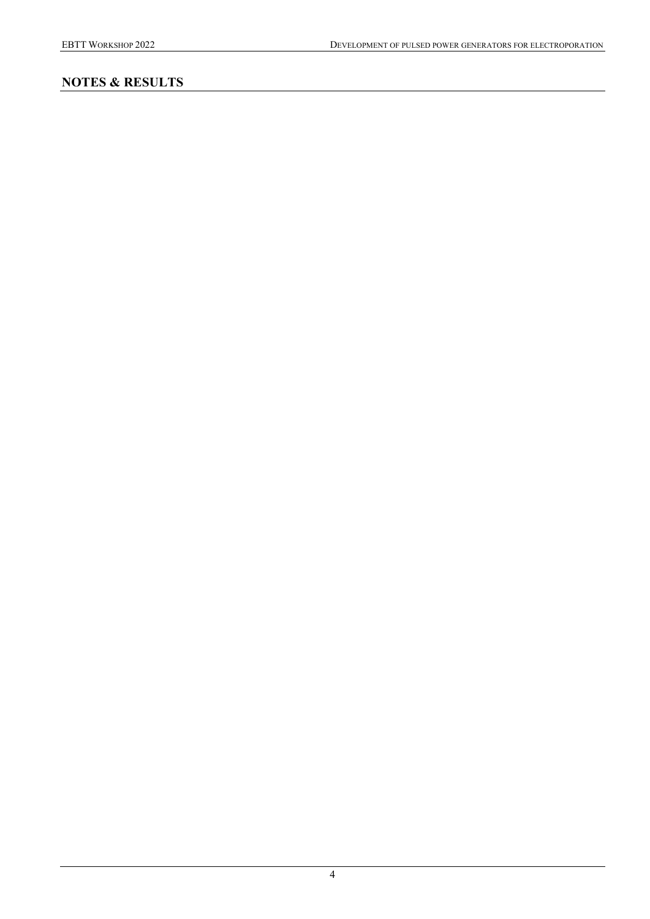## NOTES & RESULTS